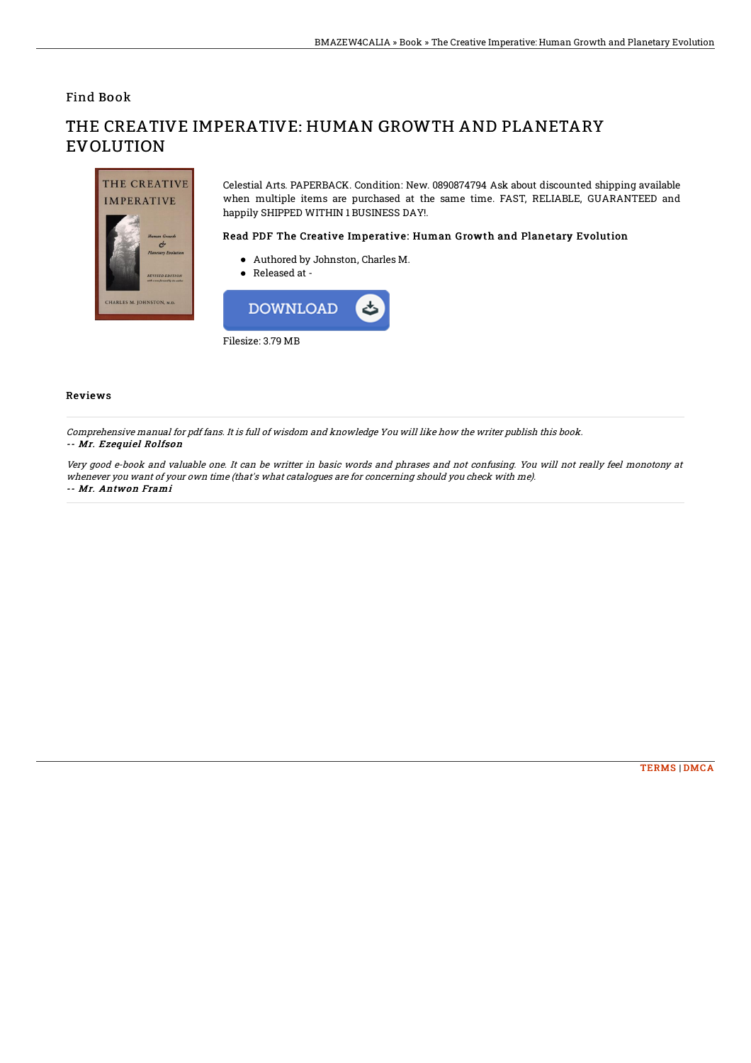Find Book

# THE CREATIVE IMPERATIVE: HUMAN GROWTH AND PLANETARY EVOLUTION

Celestial Arts. PAPERBACK. Condition: New. 0890874794 Ask about discounted shipping available when multiple items are purchased at the same time. FAST, RELIABLE, GUARANTEED and happily SHIPPED WITHIN 1 BUSINESS DAY!.

### Read PDF The Creative Imperative: Human Growth and Planetary Evolution

- Authored by Johnston, Charles M.
- Released at -

DOWNLOAD

Filesize: 3.79 MB

## Reviews

*Comprehensive manual for pdf fans. It is full of wisdom and knowledge You will like how the writer publish this book.*
*-- Mr. Ezequiel Rolfson*

*Very good e-book and valuable one. It can be writter in basic words and phrases and not confusing. You will not really feel monotony at whenever you want of your own time (that's what catalogues are for concerning should you check with me).*
*-- Mr. Antwon Frami*

TERMS | DMCA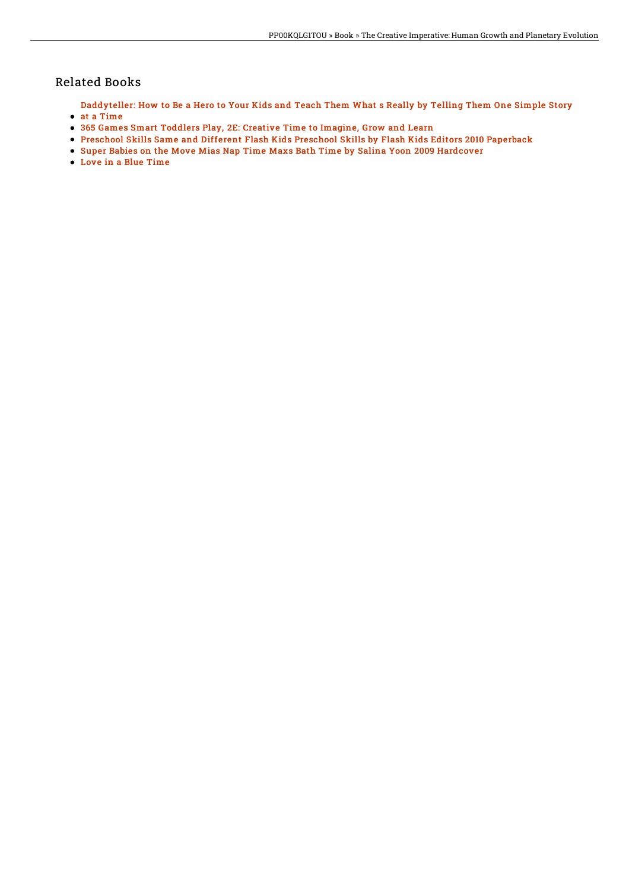## Related Books

- Daddyteller: How to Be a Hero to Your Kids and Teach Them What s Really by Telling Them One Simple Story at a Time
- 365 Games Smart Toddlers Play, 2E: Creative Time to Imagine, Grow and Learn
- Preschool Skills Same and Different Flash Kids Preschool Skills by Flash Kids Editors 2010 Paperback
- Super Babies on the Move Mias Nap Time Maxs Bath Time by Salina Yoon 2009 Hardcover
- Love in a Blue Time